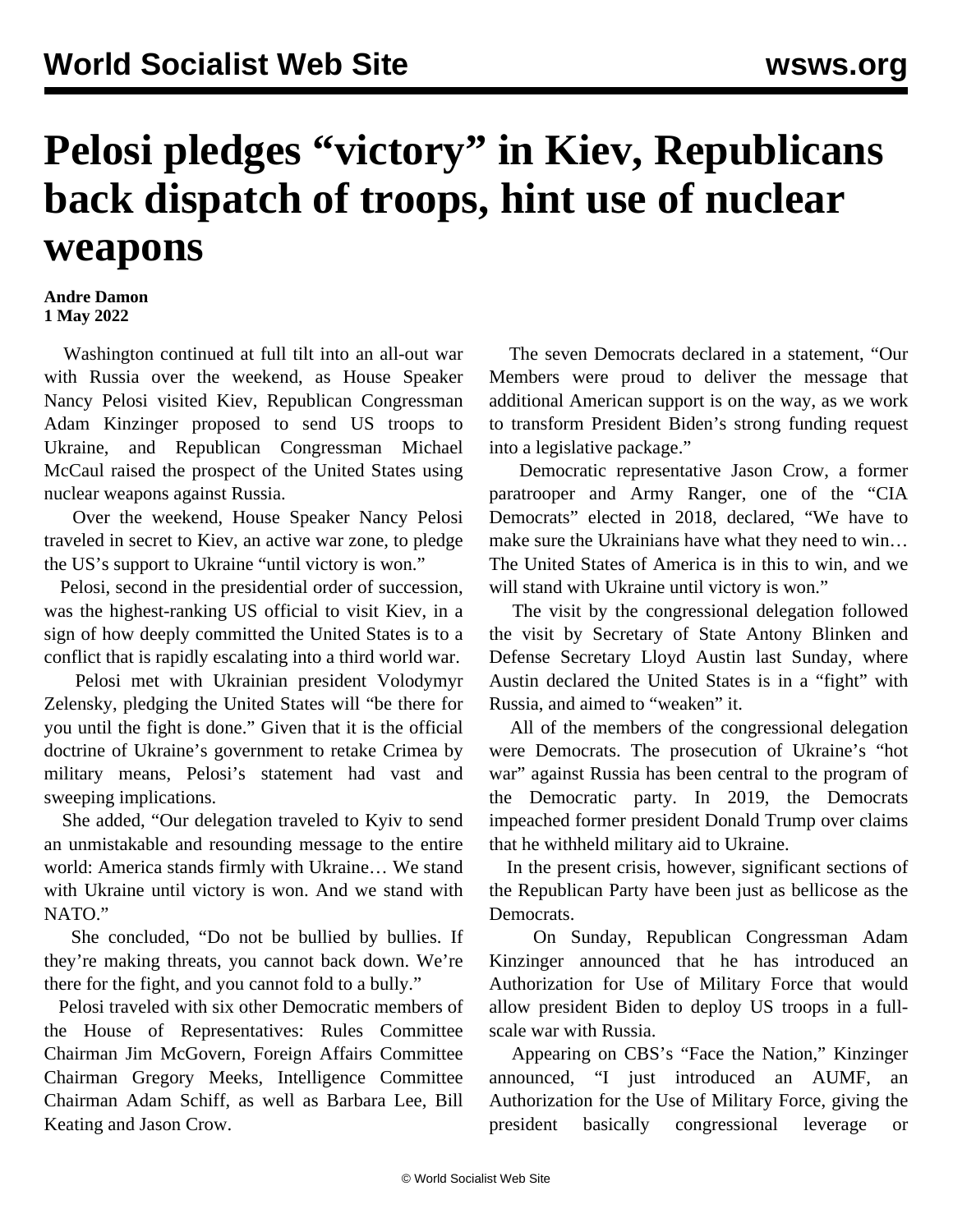# Pelosi pledges "victory" in Kiev, Republicans back dispatch of troops, hint use of nuclear weapons

**Andre Damon**
**1 May 2022**

Washington continued at full tilt into an all-out war with Russia over the weekend, as House Speaker Nancy Pelosi visited Kiev, Republican Congressman Adam Kinzinger proposed to send US troops to Ukraine, and Republican Congressman Michael McCaul raised the prospect of the United States using nuclear weapons against Russia.

Over the weekend, House Speaker Nancy Pelosi traveled in secret to Kiev, an active war zone, to pledge the US's support to Ukraine "until victory is won."

Pelosi, second in the presidential order of succession, was the highest-ranking US official to visit Kiev, in a sign of how deeply committed the United States is to a conflict that is rapidly escalating into a third world war.

Pelosi met with Ukrainian president Volodymyr Zelensky, pledging the United States will "be there for you until the fight is done." Given that it is the official doctrine of Ukraine's government to retake Crimea by military means, Pelosi's statement had vast and sweeping implications.

She added, "Our delegation traveled to Kyiv to send an unmistakable and resounding message to the entire world: America stands firmly with Ukraine… We stand with Ukraine until victory is won. And we stand with NATO."

She concluded, "Do not be bullied by bullies. If they're making threats, you cannot back down. We're there for the fight, and you cannot fold to a bully."

Pelosi traveled with six other Democratic members of the House of Representatives: Rules Committee Chairman Jim McGovern, Foreign Affairs Committee Chairman Gregory Meeks, Intelligence Committee Chairman Adam Schiff, as well as Barbara Lee, Bill Keating and Jason Crow.

The seven Democrats declared in a statement, "Our Members were proud to deliver the message that additional American support is on the way, as we work to transform President Biden's strong funding request into a legislative package."

Democratic representative Jason Crow, a former paratrooper and Army Ranger, one of the "CIA Democrats" elected in 2018, declared, "We have to make sure the Ukrainians have what they need to win… The United States of America is in this to win, and we will stand with Ukraine until victory is won."

The visit by the congressional delegation followed the visit by Secretary of State Antony Blinken and Defense Secretary Lloyd Austin last Sunday, where Austin declared the United States is in a "fight" with Russia, and aimed to "weaken" it.

All of the members of the congressional delegation were Democrats. The prosecution of Ukraine's "hot war" against Russia has been central to the program of the Democratic party. In 2019, the Democrats impeached former president Donald Trump over claims that he withheld military aid to Ukraine.

In the present crisis, however, significant sections of the Republican Party have been just as bellicose as the Democrats.

On Sunday, Republican Congressman Adam Kinzinger announced that he has introduced an Authorization for Use of Military Force that would allow president Biden to deploy US troops in a full-scale war with Russia.

Appearing on CBS's "Face the Nation," Kinzinger announced, "I just introduced an AUMF, an Authorization for the Use of Military Force, giving the president basically congressional leverage or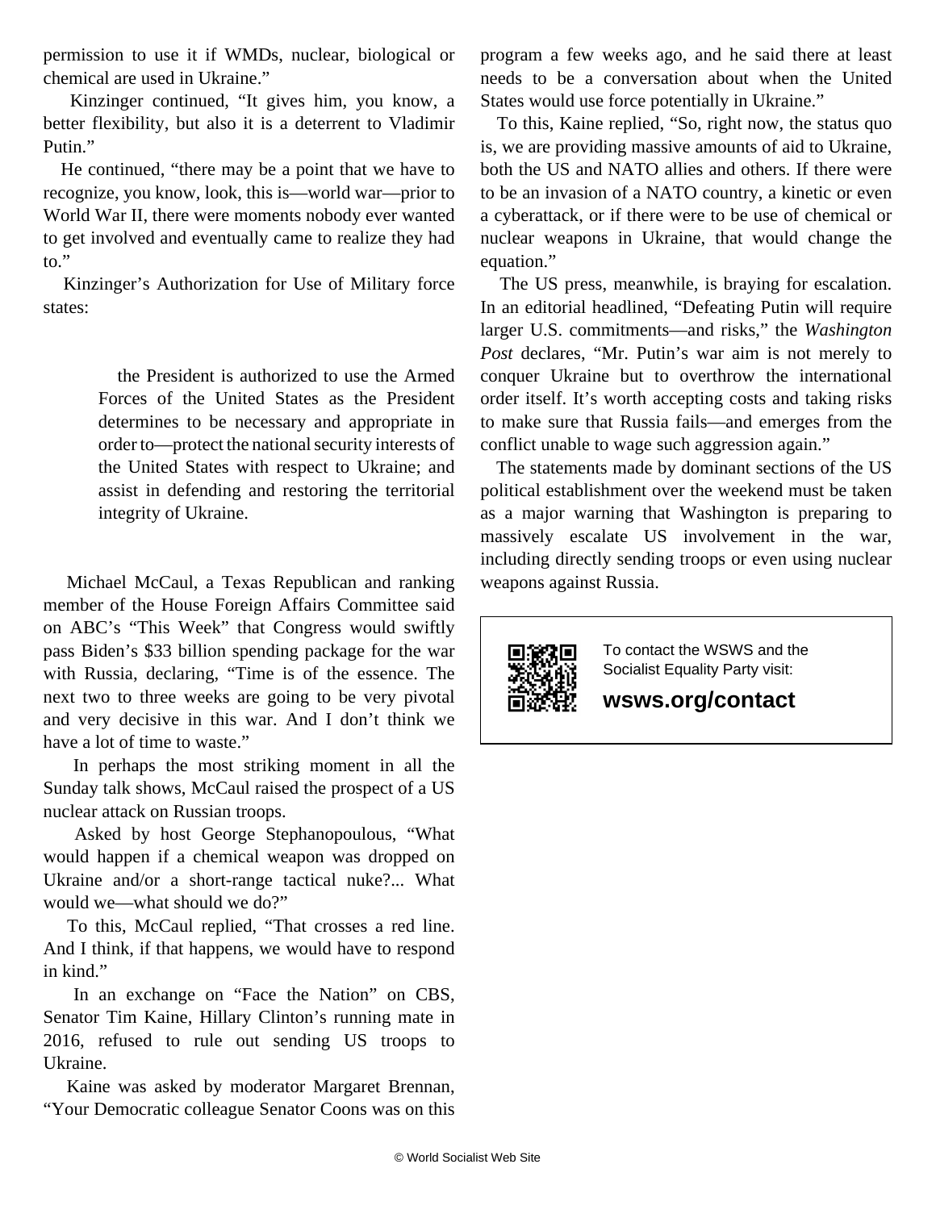permission to use it if WMDs, nuclear, biological or chemical are used in Ukraine."

Kinzinger continued, "It gives him, you know, a better flexibility, but also it is a deterrent to Vladimir Putin."

He continued, "there may be a point that we have to recognize, you know, look, this is—world war—prior to World War II, there were moments nobody ever wanted to get involved and eventually came to realize they had to."

Kinzinger's Authorization for Use of Military force states:

> the President is authorized to use the Armed Forces of the United States as the President determines to be necessary and appropriate in order to—protect the national security interests of the United States with respect to Ukraine; and assist in defending and restoring the territorial integrity of Ukraine.

Michael McCaul, a Texas Republican and ranking member of the House Foreign Affairs Committee said on ABC's "This Week" that Congress would swiftly pass Biden's $33 billion spending package for the war with Russia, declaring, "Time is of the essence. The next two to three weeks are going to be very pivotal and very decisive in this war. And I don't think we have a lot of time to waste."

In perhaps the most striking moment in all the Sunday talk shows, McCaul raised the prospect of a US nuclear attack on Russian troops.

Asked by host George Stephanopoulous, "What would happen if a chemical weapon was dropped on Ukraine and/or a short-range tactical nuke?... What would we—what should we do?"

To this, McCaul replied, "That crosses a red line. And I think, if that happens, we would have to respond in kind."

In an exchange on "Face the Nation" on CBS, Senator Tim Kaine, Hillary Clinton's running mate in 2016, refused to rule out sending US troops to Ukraine.

Kaine was asked by moderator Margaret Brennan, "Your Democratic colleague Senator Coons was on this program a few weeks ago, and he said there at least needs to be a conversation about when the United States would use force potentially in Ukraine."

To this, Kaine replied, "So, right now, the status quo is, we are providing massive amounts of aid to Ukraine, both the US and NATO allies and others. If there were to be an invasion of a NATO country, a kinetic or even a cyberattack, or if there were to be use of chemical or nuclear weapons in Ukraine, that would change the equation."

The US press, meanwhile, is braying for escalation. In an editorial headlined, "Defeating Putin will require larger U.S. commitments—and risks," the *Washington Post* declares, "Mr. Putin's war aim is not merely to conquer Ukraine but to overthrow the international order itself. It's worth accepting costs and taking risks to make sure that Russia fails—and emerges from the conflict unable to wage such aggression again."

The statements made by dominant sections of the US political establishment over the weekend must be taken as a major warning that Washington is preparing to massively escalate US involvement in the war, including directly sending troops or even using nuclear weapons against Russia.

To contact the WSWS and the Socialist Equality Party visit:

**wsws.org/contact**